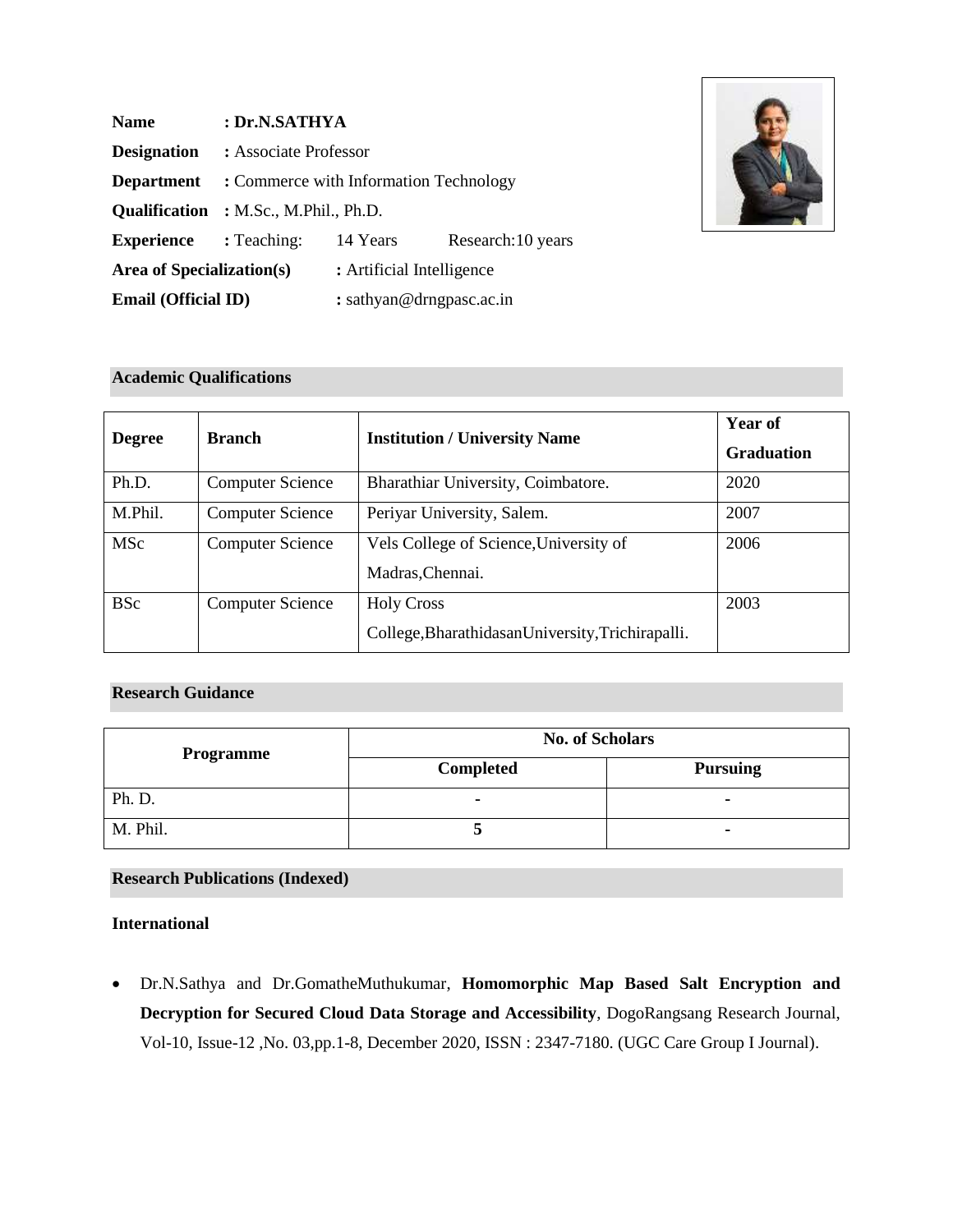**Name** : **Dr.N.SATHYA**

**Designation** : Associate Professor

**Department** : Commerce with Information Technology

**Qualification** : M.Sc., M.Phil., Ph.D.

**Experience** : Teaching: 14 Years Research:10 years

**Area of Specialization(s)** : Artificial Intelligence

**Email (Official ID)** : sathyan@drngpasc.ac.in

## Academic Qualifications

| Degree | Branch | Institution / University Name | Year of Graduation |
|---|---|---|---|
| Ph.D. | Computer Science | Bharathiar University, Coimbatore. | 2020 |
| M.Phil. | Computer Science | Periyar University, Salem. | 2007 |
| MSc | Computer Science | Vels College of Science,University of Madras,Chennai. | 2006 |
| BSc | Computer Science | Holy Cross College,BharathidasanUniversity,Trichirapalli. | 2003 |

## Research Guidance

| Programme | No. of Scholars | |
|---|---|---|
| | Completed | Pursuing |
| Ph. D. | - | - |
| M. Phil. | 5 | - |

## Research Publications (Indexed)

**International**

- Dr.N.Sathya and Dr.GomatheMuthukumar, **Homomorphic Map Based Salt Encryption and Decryption for Secured Cloud Data Storage and Accessibility**, DogoRangsang Research Journal, Vol-10, Issue-12 ,No. 03,pp.1-8, December 2020, ISSN : 2347-7180. (UGC Care Group I Journal).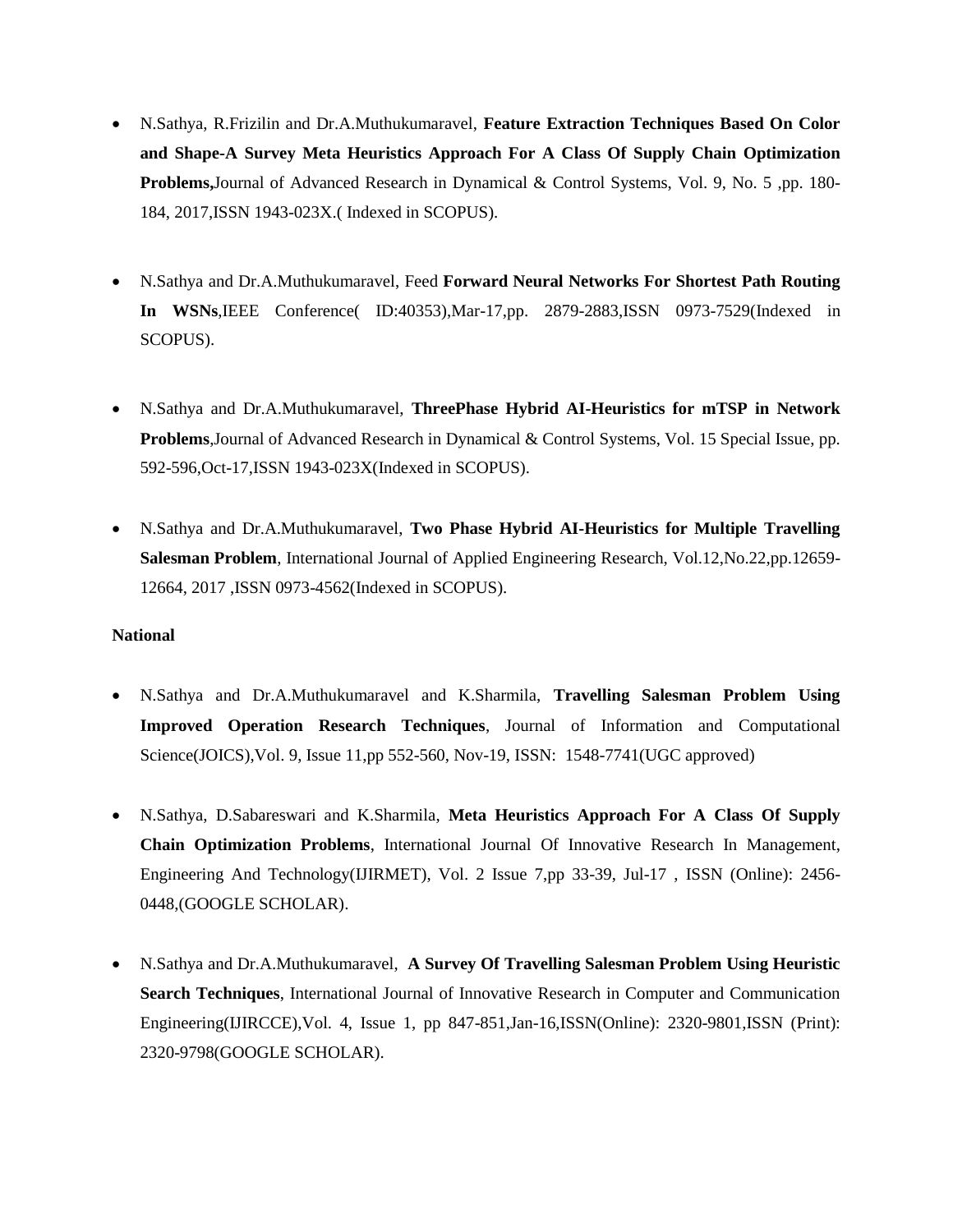- N.Sathya, R.Frizilin and Dr.A.Muthukumaravel, **Feature Extraction Techniques Based On Color and Shape-A Survey Meta Heuristics Approach For A Class Of Supply Chain Optimization Problems,**Journal of Advanced Research in Dynamical & Control Systems, Vol. 9, No. 5 ,pp. 180-184, 2017,ISSN 1943-023X.( Indexed in SCOPUS).

- N.Sathya and Dr.A.Muthukumaravel, Feed **Forward Neural Networks For Shortest Path Routing In WSNs**,IEEE Conference( ID:40353),Mar-17,pp. 2879-2883,ISSN 0973-7529(Indexed in SCOPUS).

- N.Sathya and Dr.A.Muthukumaravel, **ThreePhase Hybrid AI-Heuristics for mTSP in Network Problems**,Journal of Advanced Research in Dynamical & Control Systems, Vol. 15 Special Issue, pp. 592-596,Oct-17,ISSN 1943-023X(Indexed in SCOPUS).

- N.Sathya and Dr.A.Muthukumaravel, **Two Phase Hybrid AI-Heuristics for Multiple Travelling Salesman Problem**, International Journal of Applied Engineering Research, Vol.12,No.22,pp.12659-12664, 2017 ,ISSN 0973-4562(Indexed in SCOPUS).

**National**

- N.Sathya and Dr.A.Muthukumaravel and K.Sharmila, **Travelling Salesman Problem Using Improved Operation Research Techniques**, Journal of Information and Computational Science(JOICS),Vol. 9, Issue 11,pp 552-560, Nov-19, ISSN: 1548-7741(UGC approved)

- N.Sathya, D.Sabareswari and K.Sharmila, **Meta Heuristics Approach For A Class Of Supply Chain Optimization Problems**, International Journal Of Innovative Research In Management, Engineering And Technology(IJIRMET), Vol. 2 Issue 7,pp 33-39, Jul-17 , ISSN (Online): 2456-0448,(GOOGLE SCHOLAR).

- N.Sathya and Dr.A.Muthukumaravel, **A Survey Of Travelling Salesman Problem Using Heuristic Search Techniques**, International Journal of Innovative Research in Computer and Communication Engineering(IJIRCCE),Vol. 4, Issue 1, pp 847-851,Jan-16,ISSN(Online): 2320-9801,ISSN (Print): 2320-9798(GOOGLE SCHOLAR).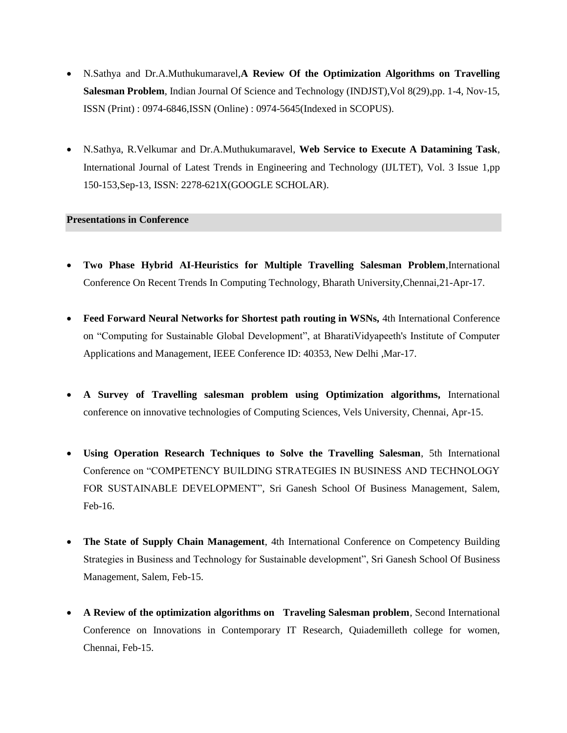- N.Sathya and Dr.A.Muthukumaravel,**A Review Of the Optimization Algorithms on Travelling Salesman Problem**, Indian Journal Of Science and Technology (INDJST),Vol 8(29),pp. 1-4, Nov-15, ISSN (Print) : 0974-6846,ISSN (Online) : 0974-5645(Indexed in SCOPUS).

- N.Sathya, R.Velkumar and Dr.A.Muthukumaravel, **Web Service to Execute A Datamining Task**, International Journal of Latest Trends in Engineering and Technology (IJLTET), Vol. 3 Issue 1,pp 150-153,Sep-13, ISSN: 2278-621X(GOOGLE SCHOLAR).

## Presentations in Conference

- **Two Phase Hybrid AI-Heuristics for Multiple Travelling Salesman Problem**,International Conference On Recent Trends In Computing Technology, Bharath University,Chennai,21-Apr-17.

- **Feed Forward Neural Networks for Shortest path routing in WSNs,** 4th International Conference on "Computing for Sustainable Global Development", at BharatiVidyapeeth's Institute of Computer Applications and Management, IEEE Conference ID: 40353, New Delhi ,Mar-17.

- **A Survey of Travelling salesman problem using Optimization algorithms,** International conference on innovative technologies of Computing Sciences, Vels University, Chennai, Apr-15.

- **Using Operation Research Techniques to Solve the Travelling Salesman**, 5th International Conference on "COMPETENCY BUILDING STRATEGIES IN BUSINESS AND TECHNOLOGY FOR SUSTAINABLE DEVELOPMENT", Sri Ganesh School Of Business Management, Salem, Feb-16.

- **The State of Supply Chain Management**, 4th International Conference on Competency Building Strategies in Business and Technology for Sustainable development", Sri Ganesh School Of Business Management, Salem, Feb-15.

- **A Review of the optimization algorithms on Traveling Salesman problem**, Second International Conference on Innovations in Contemporary IT Research, Quiademilleth college for women, Chennai, Feb-15.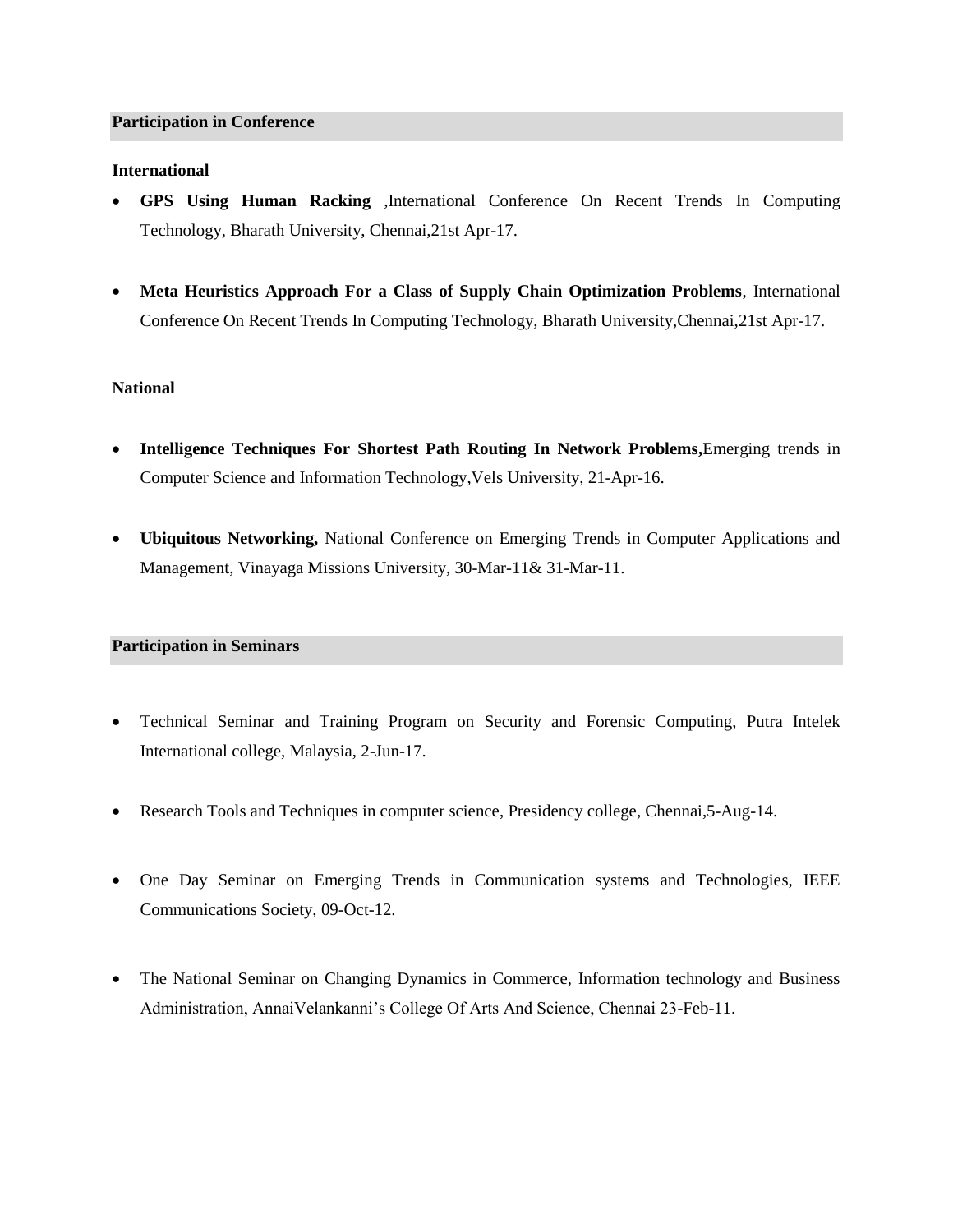## Participation in Conference

### International

- **GPS Using Human Racking** ,International Conference On Recent Trends In Computing Technology, Bharath University, Chennai,21st Apr-17.

- **Meta Heuristics Approach For a Class of Supply Chain Optimization Problems**, International Conference On Recent Trends In Computing Technology, Bharath University,Chennai,21st Apr-17.

### National

- **Intelligence Techniques For Shortest Path Routing In Network Problems,**Emerging trends in Computer Science and Information Technology,Vels University, 21-Apr-16.

- **Ubiquitous Networking,** National Conference on Emerging Trends in Computer Applications and Management, Vinayaga Missions University, 30-Mar-11& 31-Mar-11.

## Participation in Seminars

- Technical Seminar and Training Program on Security and Forensic Computing, Putra Intelek International college, Malaysia, 2-Jun-17.

- Research Tools and Techniques in computer science, Presidency college, Chennai,5-Aug-14.

- One Day Seminar on Emerging Trends in Communication systems and Technologies, IEEE Communications Society, 09-Oct-12.

- The National Seminar on Changing Dynamics in Commerce, Information technology and Business Administration, AnnaiVelankanni's College Of Arts And Science, Chennai 23-Feb-11.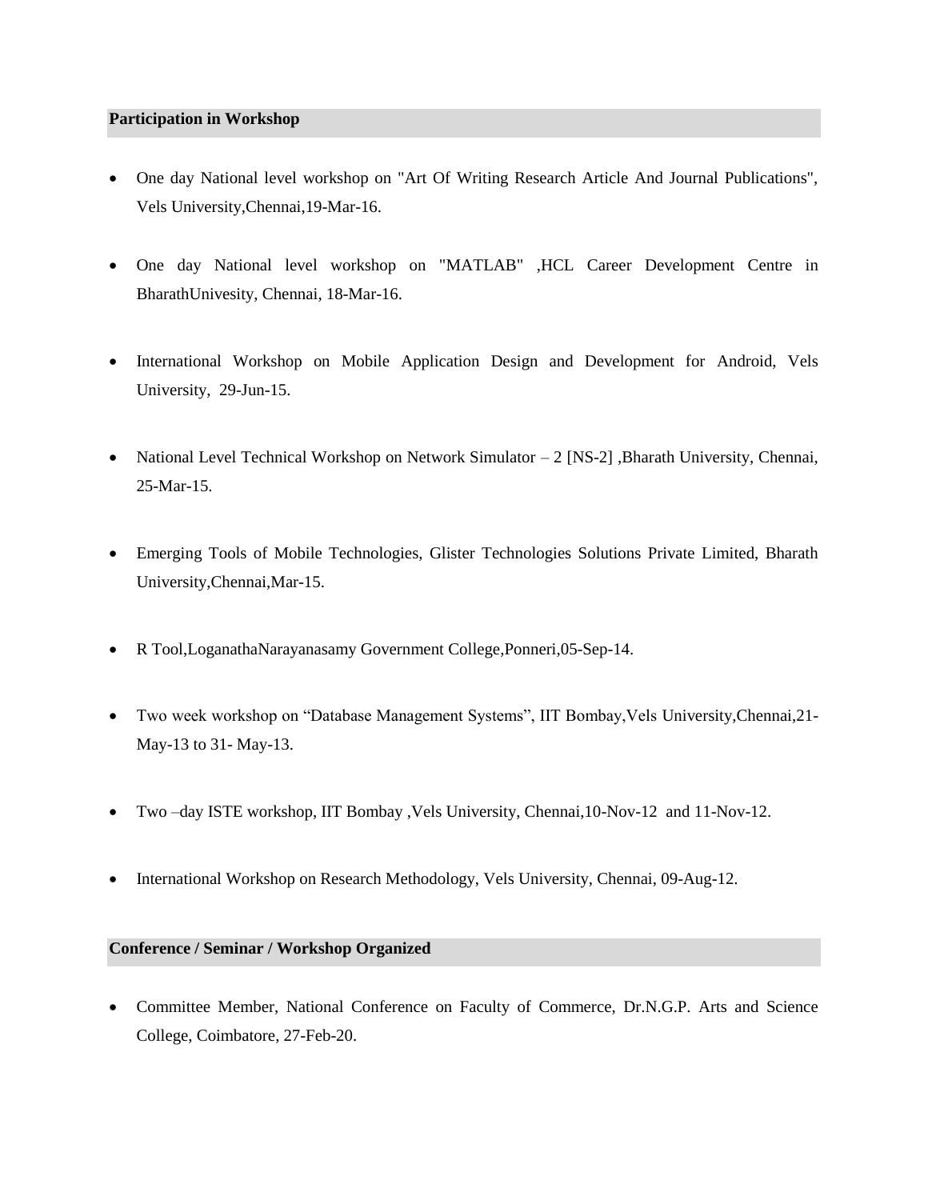## Participation in Workshop

- One day National level workshop on "Art Of Writing Research Article And Journal Publications", Vels University,Chennai,19-Mar-16.
- One day National level workshop on "MATLAB" ,HCL Career Development Centre in BharathUnivesity, Chennai, 18-Mar-16.
- International Workshop on Mobile Application Design and Development for Android, Vels University, 29-Jun-15.
- National Level Technical Workshop on Network Simulator – 2 [NS-2] ,Bharath University, Chennai, 25-Mar-15.
- Emerging Tools of Mobile Technologies, Glister Technologies Solutions Private Limited, Bharath University,Chennai,Mar-15.
- R Tool,LoganathaNarayanasamy Government College,Ponneri,05-Sep-14.
- Two week workshop on "Database Management Systems", IIT Bombay,Vels University,Chennai,21-May-13 to 31- May-13.
- Two –day ISTE workshop, IIT Bombay ,Vels University, Chennai,10-Nov-12 and 11-Nov-12.
- International Workshop on Research Methodology, Vels University, Chennai, 09-Aug-12.

## Conference / Seminar / Workshop Organized

- Committee Member, National Conference on Faculty of Commerce, Dr.N.G.P. Arts and Science College, Coimbatore, 27-Feb-20.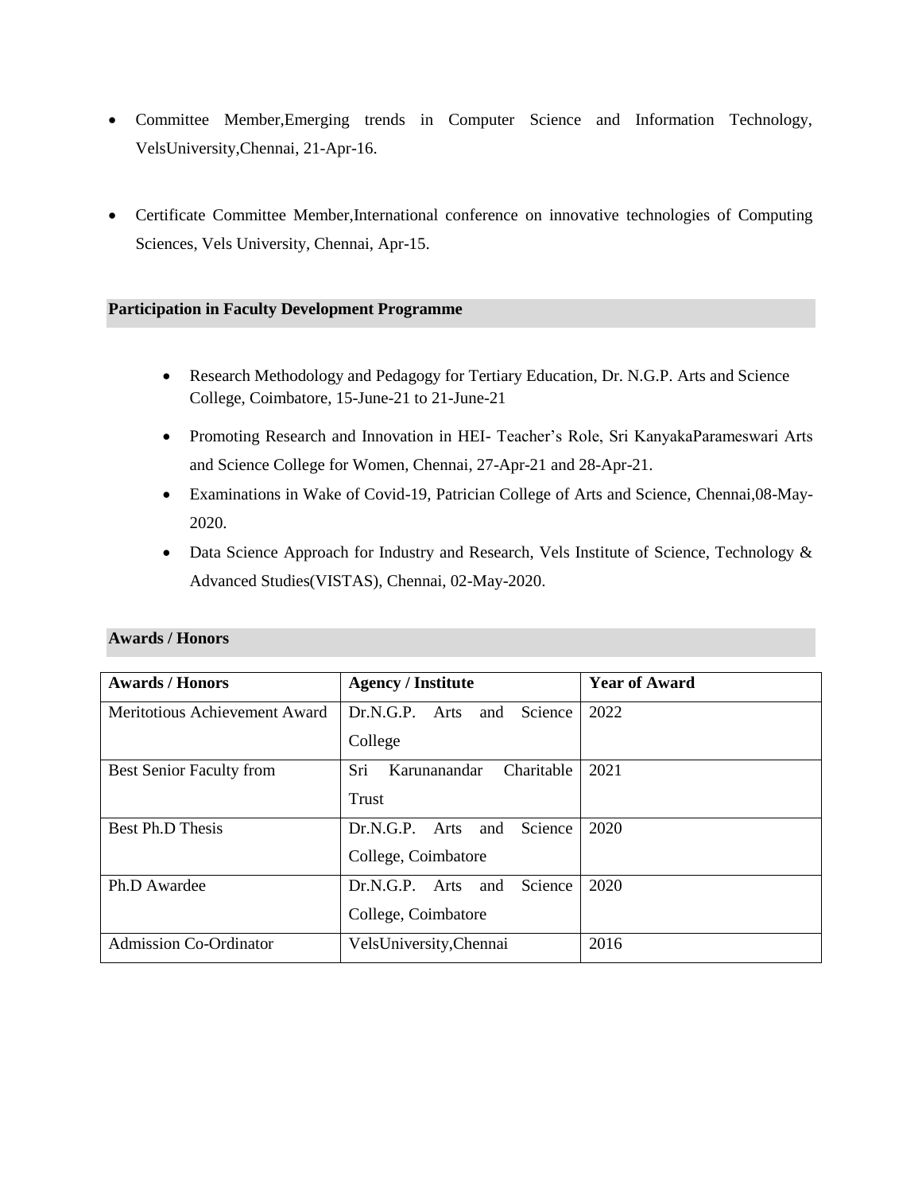- Committee Member,Emerging trends in Computer Science and Information Technology, VelsUniversity,Chennai, 21-Apr-16.

- Certificate Committee Member,International conference on innovative technologies of Computing Sciences, Vels University, Chennai, Apr-15.

## Participation in Faculty Development Programme

- Research Methodology and Pedagogy for Tertiary Education, Dr. N.G.P. Arts and Science College, Coimbatore, 15-June-21 to 21-June-21
- Promoting Research and Innovation in HEI- Teacher's Role, Sri KanyakaParameswari Arts and Science College for Women, Chennai, 27-Apr-21 and 28-Apr-21.
- Examinations in Wake of Covid-19, Patrician College of Arts and Science, Chennai,08-May-2020.
- Data Science Approach for Industry and Research, Vels Institute of Science, Technology & Advanced Studies(VISTAS), Chennai, 02-May-2020.

## Awards / Honors

| **Awards / Honors** | **Agency / Institute** | **Year of Award** |
|---|---|---|
| Meritotious Achievement Award | Dr.N.G.P. Arts and Science College | 2022 |
| Best Senior Faculty from | Sri Karunanandar Charitable Trust | 2021 |
| Best Ph.D Thesis | Dr.N.G.P. Arts and Science College, Coimbatore | 2020 |
| Ph.D Awardee | Dr.N.G.P. Arts and Science College, Coimbatore | 2020 |
| Admission Co-Ordinator | VelsUniversity,Chennai | 2016 |